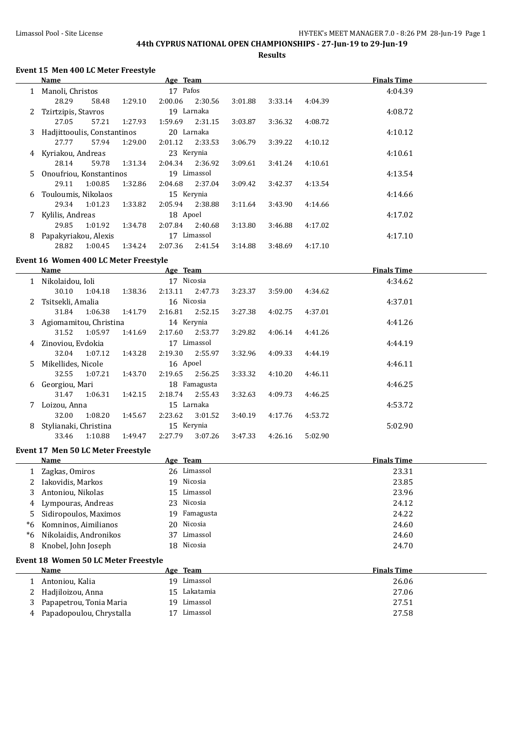## 44th CYPRUS NATIONAL OPEN CHAMPIONSHIPS - 27-Jun-19 to 29-Jun-19

### Results

#### Event 15 Men 400 LC Meter Freestyle

| | Name | Age | Team | Finals Time |
|---|---|---|---|---|
| 1 | Manoli, Christos | 17 | Pafos | 4:04.39 |
| | 28.29 58.48 1:29.10 2:00.06 2:30.56 3:01.88 3:33.14 4:04.39 | | | |
| 2 | Tzirtzipis, Stavros | 19 | Larnaka | 4:08.72 |
| | 27.05 57.21 1:27.93 1:59.69 2:31.15 3:03.87 3:36.32 4:08.72 | | | |
| 3 | Hadjittooulis, Constantinos | 20 | Larnaka | 4:10.12 |
| | 27.77 57.94 1:29.00 2:01.12 2:33.53 3:06.79 3:39.22 4:10.12 | | | |
| 4 | Kyriakou, Andreas | 23 | Kerynia | 4:10.61 |
| | 28.14 59.78 1:31.34 2:04.34 2:36.92 3:09.61 3:41.24 4:10.61 | | | |
| 5 | Onoufriou, Konstantinos | 19 | Limassol | 4:13.54 |
| | 29.11 1:00.85 1:32.86 2:04.68 2:37.04 3:09.42 3:42.37 4:13.54 | | | |
| 6 | Touloumis, Nikolaos | 15 | Kerynia | 4:14.66 |
| | 29.34 1:01.23 1:33.82 2:05.94 2:38.88 3:11.64 3:43.90 4:14.66 | | | |
| 7 | Kylilis, Andreas | 18 | Apoel | 4:17.02 |
| | 29.85 1:01.92 1:34.78 2:07.84 2:40.68 3:13.80 3:46.88 4:17.02 | | | |
| 8 | Papakyriakou, Alexis | 17 | Limassol | 4:17.10 |
| | 28.82 1:00.45 1:34.24 2:07.36 2:41.54 3:14.88 3:48.69 4:17.10 | | | |

#### Event 16 Women 400 LC Meter Freestyle

| | Name | Age | Team | Finals Time |
|---|---|---|---|---|
| 1 | Nikolaidou, Ioli | 17 | Nicosia | 4:34.62 |
| | 30.10 1:04.18 1:38.36 2:13.11 2:47.73 3:23.37 3:59.00 4:34.62 | | | |
| 2 | Tsitsekli, Amalia | 16 | Nicosia | 4:37.01 |
| | 31.84 1:06.38 1:41.79 2:16.81 2:52.15 3:27.38 4:02.75 4:37.01 | | | |
| 3 | Agiomamitou, Christina | 14 | Kerynia | 4:41.26 |
| | 31.52 1:05.97 1:41.69 2:17.60 2:53.77 3:29.82 4:06.14 4:41.26 | | | |
| 4 | Zinoviou, Evdokia | 17 | Limassol | 4:44.19 |
| | 32.04 1:07.12 1:43.28 2:19.30 2:55.97 3:32.96 4:09.33 4:44.19 | | | |
| 5 | Mikellides, Nicole | 16 | Apoel | 4:46.11 |
| | 32.55 1:07.21 1:43.70 2:19.65 2:56.25 3:33.32 4:10.20 4:46.11 | | | |
| 6 | Georgiou, Mari | 18 | Famagusta | 4:46.25 |
| | 31.47 1:06.31 1:42.15 2:18.74 2:55.43 3:32.63 4:09.73 4:46.25 | | | |
| 7 | Loizou, Anna | 15 | Larnaka | 4:53.72 |
| | 32.00 1:08.20 1:45.67 2:23.62 3:01.52 3:40.19 4:17.76 4:53.72 | | | |
| 8 | Stylianaki, Christina | 15 | Kerynia | 5:02.90 |
| | 33.46 1:10.88 1:49.47 2:27.79 3:07.26 3:47.33 4:26.16 5:02.90 | | | |

#### Event 17 Men 50 LC Meter Freestyle

| | Name | Age | Team | Finals Time |
|---|---|---|---|---|
| 1 | Zagkas, Omiros | 26 | Limassol | 23.31 |
| 2 | Iakovidis, Markos | 19 | Nicosia | 23.85 |
| 3 | Antoniou, Nikolas | 15 | Limassol | 23.96 |
| 4 | Lympouras, Andreas | 23 | Nicosia | 24.12 |
| 5 | Sidiropoulos, Maximos | 19 | Famagusta | 24.22 |
| *6 | Komninos, Aimilianos | 20 | Nicosia | 24.60 |
| *6 | Nikolaidis, Andronikos | 37 | Limassol | 24.60 |
| 8 | Knobel, John Joseph | 18 | Nicosia | 24.70 |

#### Event 18 Women 50 LC Meter Freestyle

| | Name | Age | Team | Finals Time |
|---|---|---|---|---|
| 1 | Antoniou, Kalia | 19 | Limassol | 26.06 |
| 2 | Hadjiloizou, Anna | 15 | Lakatamia | 27.06 |
| 3 | Papapetrou, Tonia Maria | 19 | Limassol | 27.51 |
| 4 | Papadopoulou, Chrystalla | 17 | Limassol | 27.58 |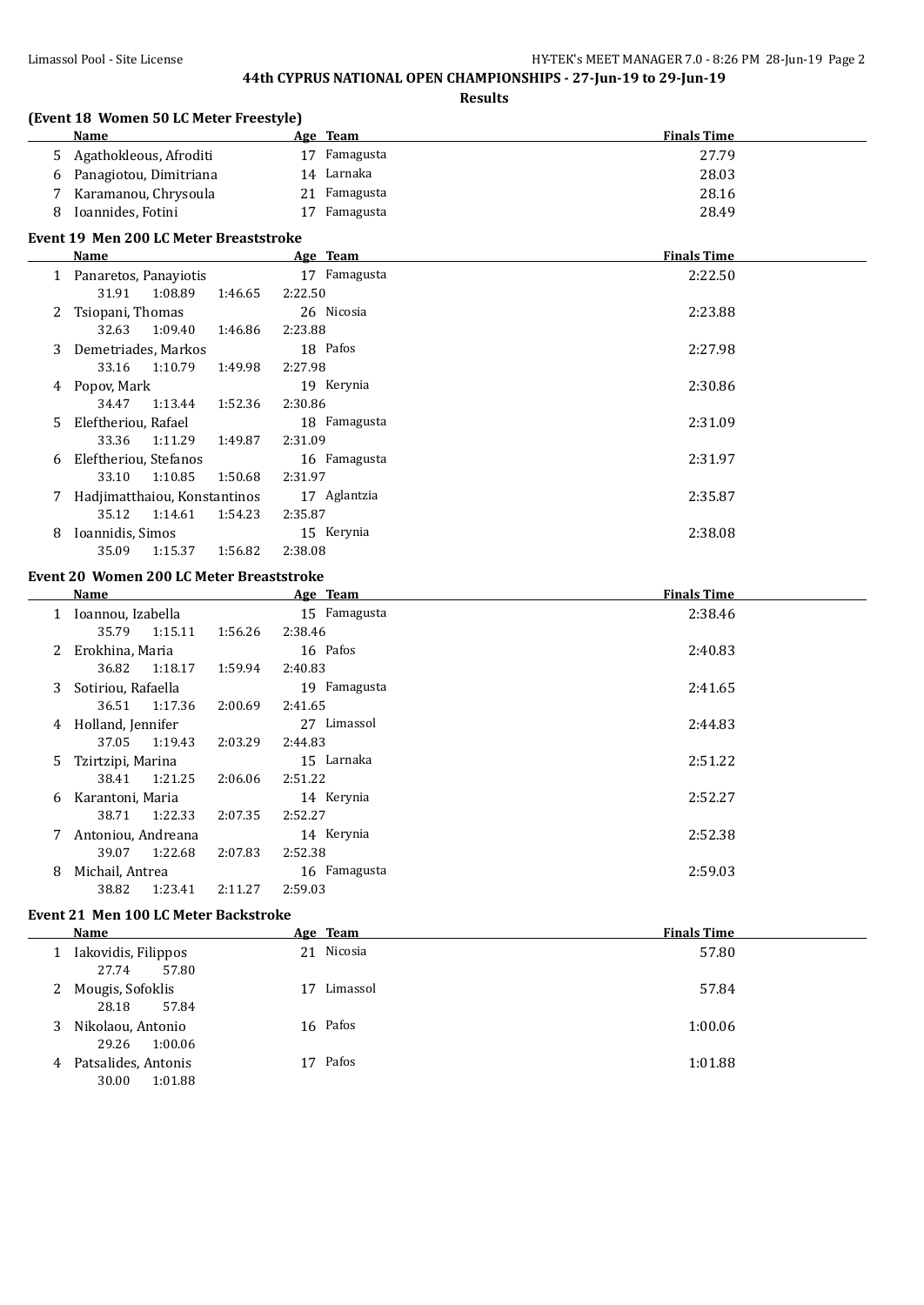# 44th CYPRUS NATIONAL OPEN CHAMPIONSHIPS - 27-Jun-19 to 29-Jun-19

## Results

### (Event 18 Women 50 LC Meter Freestyle)

| | Name | Age | Team | Finals Time |
|---|---|---|---|---|
| 5 | Agathokleous, Afroditi | 17 | Famagusta | 27.79 |
| 6 | Panagiotou, Dimitriana | 14 | Larnaka | 28.03 |
| 7 | Karamanou, Chrysoula | 21 | Famagusta | 28.16 |
| 8 | Ioannides, Fotini | 17 | Famagusta | 28.49 |

### Event 19 Men 200 LC Meter Breaststroke

| | Name | Age | Team | Finals Time |
|---|---|---|---|---|
| 1 | Panaretos, Panayiotis | 17 | Famagusta | 2:22.50 |
| | 31.91 1:08.89 1:46.65 2:22.50 | | | |
| 2 | Tsiopani, Thomas | 26 | Nicosia | 2:23.88 |
| | 32.63 1:09.40 1:46.86 2:23.88 | | | |
| 3 | Demetriades, Markos | 18 | Pafos | 2:27.98 |
| | 33.16 1:10.79 1:49.98 2:27.98 | | | |
| 4 | Popov, Mark | 19 | Kerynia | 2:30.86 |
| | 34.47 1:13.44 1:52.36 2:30.86 | | | |
| 5 | Eleftheriou, Rafael | 18 | Famagusta | 2:31.09 |
| | 33.36 1:11.29 1:49.87 2:31.09 | | | |
| 6 | Eleftheriou, Stefanos | 16 | Famagusta | 2:31.97 |
| | 33.10 1:10.85 1:50.68 2:31.97 | | | |
| 7 | Hadjimatthaiou, Konstantinos | 17 | Aglantzia | 2:35.87 |
| | 35.12 1:14.61 1:54.23 2:35.87 | | | |
| 8 | Ioannidis, Simos | 15 | Kerynia | 2:38.08 |
| | 35.09 1:15.37 1:56.82 2:38.08 | | | |

### Event 20 Women 200 LC Meter Breaststroke

| | Name | Age | Team | Finals Time |
|---|---|---|---|---|
| 1 | Ioannou, Izabella | 15 | Famagusta | 2:38.46 |
| | 35.79 1:15.11 1:56.26 2:38.46 | | | |
| 2 | Erokhina, Maria | 16 | Pafos | 2:40.83 |
| | 36.82 1:18.17 1:59.94 2:40.83 | | | |
| 3 | Sotiriou, Rafaella | 19 | Famagusta | 2:41.65 |
| | 36.51 1:17.36 2:00.69 2:41.65 | | | |
| 4 | Holland, Jennifer | 27 | Limassol | 2:44.83 |
| | 37.05 1:19.43 2:03.29 2:44.83 | | | |
| 5 | Tzirtzipi, Marina | 15 | Larnaka | 2:51.22 |
| | 38.41 1:21.25 2:06.06 2:51.22 | | | |
| 6 | Karantoni, Maria | 14 | Kerynia | 2:52.27 |
| | 38.71 1:22.33 2:07.35 2:52.27 | | | |
| 7 | Antoniou, Andreana | 14 | Kerynia | 2:52.38 |
| | 39.07 1:22.68 2:07.83 2:52.38 | | | |
| 8 | Michail, Antrea | 16 | Famagusta | 2:59.03 |
| | 38.82 1:23.41 2:11.27 2:59.03 | | | |

### Event 21 Men 100 LC Meter Backstroke

| | Name | Age | Team | Finals Time |
|---|---|---|---|---|
| 1 | Iakovidis, Filippos | 21 | Nicosia | 57.80 |
| | 27.74 57.80 | | | |
| 2 | Mougis, Sofoklis | 17 | Limassol | 57.84 |
| | 28.18 57.84 | | | |
| 3 | Nikolaou, Antonio | 16 | Pafos | 1:00.06 |
| | 29.26 1:00.06 | | | |
| 4 | Patsalides, Antonis | 17 | Pafos | 1:01.88 |
| | 30.00 1:01.88 | | | |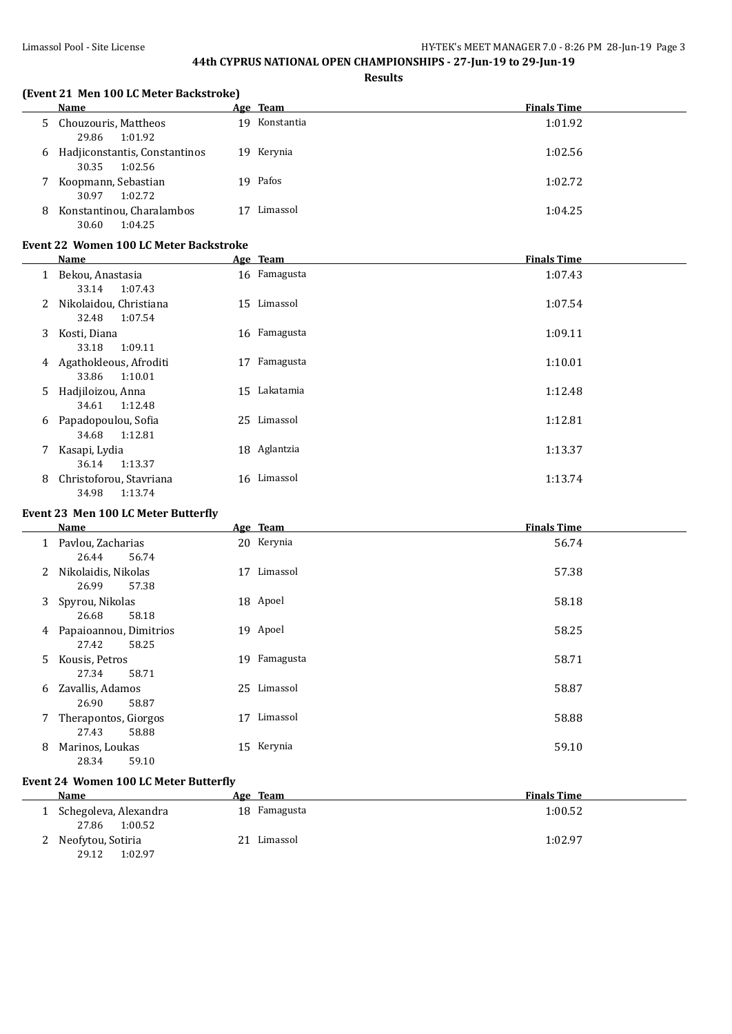## 44th CYPRUS NATIONAL OPEN CHAMPIONSHIPS - 27-Jun-19 to 29-Jun-19

### Results

### (Event 21 Men 100 LC Meter Backstroke)

| | Name | Age | Team | Finals Time |
|---|---|---|---|---|
| 5 | Chouzouris, Mattheos | 19 | Konstantia | 1:01.92 |
| | 29.86 1:01.92 | | | |
| 6 | Hadjiconstantis, Constantinos | 19 | Kerynia | 1:02.56 |
| | 30.35 1:02.56 | | | |
| 7 | Koopmann, Sebastian | 19 | Pafos | 1:02.72 |
| | 30.97 1:02.72 | | | |
| 8 | Konstantinou, Charalambos | 17 | Limassol | 1:04.25 |
| | 30.60 1:04.25 | | | |

### Event 22 Women 100 LC Meter Backstroke

| | Name | Age | Team | Finals Time |
|---|---|---|---|---|
| 1 | Bekou, Anastasia | 16 | Famagusta | 1:07.43 |
| | 33.14 1:07.43 | | | |
| 2 | Nikolaidou, Christiana | 15 | Limassol | 1:07.54 |
| | 32.48 1:07.54 | | | |
| 3 | Kosti, Diana | 16 | Famagusta | 1:09.11 |
| | 33.18 1:09.11 | | | |
| 4 | Agathokleous, Afroditi | 17 | Famagusta | 1:10.01 |
| | 33.86 1:10.01 | | | |
| 5 | Hadjiloizou, Anna | 15 | Lakatamia | 1:12.48 |
| | 34.61 1:12.48 | | | |
| 6 | Papadopoulou, Sofia | 25 | Limassol | 1:12.81 |
| | 34.68 1:12.81 | | | |
| 7 | Kasapi, Lydia | 18 | Aglantzia | 1:13.37 |
| | 36.14 1:13.37 | | | |
| 8 | Christoforou, Stavriana | 16 | Limassol | 1:13.74 |
| | 34.98 1:13.74 | | | |

### Event 23 Men 100 LC Meter Butterfly

| | Name | Age | Team | Finals Time |
|---|---|---|---|---|
| 1 | Pavlou, Zacharias | 20 | Kerynia | 56.74 |
| | 26.44 56.74 | | | |
| 2 | Nikolaidis, Nikolas | 17 | Limassol | 57.38 |
| | 26.99 57.38 | | | |
| 3 | Spyrou, Nikolas | 18 | Apoel | 58.18 |
| | 26.68 58.18 | | | |
| 4 | Papaioannou, Dimitrios | 19 | Apoel | 58.25 |
| | 27.42 58.25 | | | |
| 5 | Kousis, Petros | 19 | Famagusta | 58.71 |
| | 27.34 58.71 | | | |
| 6 | Zavallis, Adamos | 25 | Limassol | 58.87 |
| | 26.90 58.87 | | | |
| 7 | Therapontos, Giorgos | 17 | Limassol | 58.88 |
| | 27.43 58.88 | | | |
| 8 | Marinos, Loukas | 15 | Kerynia | 59.10 |
| | 28.34 59.10 | | | |

### Event 24 Women 100 LC Meter Butterfly

| | Name | Age | Team | Finals Time |
|---|---|---|---|---|
| 1 | Schegoleva, Alexandra | 18 | Famagusta | 1:00.52 |
| | 27.86 1:00.52 | | | |
| 2 | Neofytou, Sotiria | 21 | Limassol | 1:02.97 |
| | 29.12 1:02.97 | | | |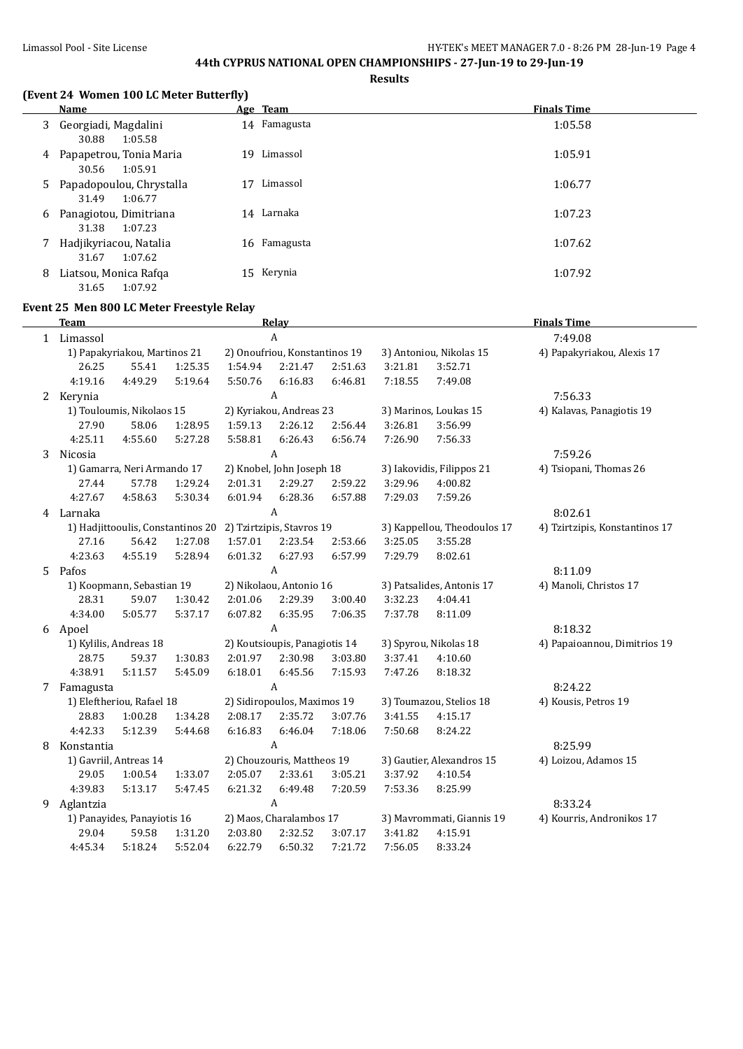## 44th CYPRUS NATIONAL OPEN CHAMPIONSHIPS - 27-Jun-19 to 29-Jun-19

**Results**

### (Event 24 Women 100 LC Meter Butterfly)

| | Name | Age | Team | Finals Time |
|---|---|---|---|---|
| 3 | Georgiadi, Magdalini | 14 | Famagusta | 1:05.58 |
| | 30.88 1:05.58 | | | |
| 4 | Papapetrou, Tonia Maria | 19 | Limassol | 1:05.91 |
| | 30.56 1:05.91 | | | |
| 5 | Papadopoulou, Chrystalla | 17 | Limassol | 1:06.77 |
| | 31.49 1:06.77 | | | |
| 6 | Panagiotou, Dimitriana | 14 | Larnaka | 1:07.23 |
| | 31.38 1:07.23 | | | |
| 7 | Hadjikyriacou, Natalia | 16 | Famagusta | 1:07.62 |
| | 31.67 1:07.62 | | | |
| 8 | Liatsou, Monica Rafqa | 15 | Kerynia | 1:07.92 |
| | 31.65 1:07.92 | | | |

### Event 25 Men 800 LC Meter Freestyle Relay

| | Team | | Relay | | | | | Finals Time |
|---|---|---|---|---|---|---|---|---|
| 1 | Limassol | | A | | | | | 7:49.08 |
| | 1) Papakyriakou, Martinos 21 | | 2) Onoufriou, Konstantinos 19 | | 3) Antoniou, Nikolas 15 | | | 4) Papakyriakou, Alexis 17 |
| | 26.25 | 55.41 | 1:25.35 | 1:54.94 | 2:21.47 | 2:51.63 | 3:21.81 | 3:52.71 |
| | 4:19.16 | 4:49.29 | 5:19.64 | 5:50.76 | 6:16.83 | 6:46.81 | 7:18.55 | 7:49.08 |
| 2 | Kerynia | | A | | | | | 7:56.33 |
| | 1) Touloumis, Nikolaos 15 | | 2) Kyriakou, Andreas 23 | | 3) Marinos, Loukas 15 | | | 4) Kalavas, Panagiotis 19 |
| | 27.90 | 58.06 | 1:28.95 | 1:59.13 | 2:26.12 | 2:56.44 | 3:26.81 | 3:56.99 |
| | 4:25.11 | 4:55.60 | 5:27.28 | 5:58.81 | 6:26.43 | 6:56.74 | 7:26.90 | 7:56.33 |
| 3 | Nicosia | | A | | | | | 7:59.26 |
| | 1) Gamarra, Neri Armando 17 | | 2) Knobel, John Joseph 18 | | 3) Iakovidis, Filippos 21 | | | 4) Tsiopani, Thomas 26 |
| | 27.44 | 57.78 | 1:29.24 | 2:01.31 | 2:29.27 | 2:59.22 | 3:29.96 | 4:00.82 |
| | 4:27.67 | 4:58.63 | 5:30.34 | 6:01.94 | 6:28.36 | 6:57.88 | 7:29.03 | 7:59.26 |
| 4 | Larnaka | | A | | | | | 8:02.61 |
| | 1) Hadjittooulis, Constantinos 20 | | 2) Tzirtzipis, Stavros 19 | | 3) Kappellou, Theodoulos 17 | | | 4) Tzirtzipis, Konstantinos 17 |
| | 27.16 | 56.42 | 1:27.08 | 1:57.01 | 2:23.54 | 2:53.66 | 3:25.05 | 3:55.28 |
| | 4:23.63 | 4:55.19 | 5:28.94 | 6:01.32 | 6:27.93 | 6:57.99 | 7:29.79 | 8:02.61 |
| 5 | Pafos | | A | | | | | 8:11.09 |
| | 1) Koopmann, Sebastian 19 | | 2) Nikolaou, Antonio 16 | | 3) Patsalides, Antonis 17 | | | 4) Manoli, Christos 17 |
| | 28.31 | 59.07 | 1:30.42 | 2:01.06 | 2:29.39 | 3:00.40 | 3:32.23 | 4:04.41 |
| | 4:34.00 | 5:05.77 | 5:37.17 | 6:07.82 | 6:35.95 | 7:06.35 | 7:37.78 | 8:11.09 |
| 6 | Apoel | | A | | | | | 8:18.32 |
| | 1) Kylilis, Andreas 18 | | 2) Koutsioupis, Panagiotis 14 | | 3) Spyrou, Nikolas 18 | | | 4) Papaioannou, Dimitrios 19 |
| | 28.75 | 59.37 | 1:30.83 | 2:01.97 | 2:30.98 | 3:03.80 | 3:37.41 | 4:10.60 |
| | 4:38.91 | 5:11.57 | 5:45.09 | 6:18.01 | 6:45.56 | 7:15.93 | 7:47.26 | 8:18.32 |
| 7 | Famagusta | | A | | | | | 8:24.22 |
| | 1) Eleftheriou, Rafael 18 | | 2) Sidiropoulos, Maximos 19 | | 3) Toumazou, Stelios 18 | | | 4) Kousis, Petros 19 |
| | 28.83 | 1:00.28 | 1:34.28 | 2:08.17 | 2:35.72 | 3:07.76 | 3:41.55 | 4:15.17 |
| | 4:42.33 | 5:12.39 | 5:44.68 | 6:16.83 | 6:46.04 | 7:18.06 | 7:50.68 | 8:24.22 |
| 8 | Konstantia | | A | | | | | 8:25.99 |
| | 1) Gavriil, Antreas 14 | | 2) Chouzouris, Mattheos 19 | | 3) Gautier, Alexandros 15 | | | 4) Loizou, Adamos 15 |
| | 29.05 | 1:00.54 | 1:33.07 | 2:05.07 | 2:33.61 | 3:05.21 | 3:37.92 | 4:10.54 |
| | 4:39.83 | 5:13.17 | 5:47.45 | 6:21.32 | 6:49.48 | 7:20.59 | 7:53.36 | 8:25.99 |
| 9 | Aglantzia | | A | | | | | 8:33.24 |
| | 1) Panayides, Panayiotis 16 | | 2) Maos, Charalambos 17 | | 3) Mavrommati, Giannis 19 | | | 4) Kourris, Andronikos 17 |
| | 29.04 | 59.58 | 1:31.20 | 2:03.80 | 2:32.52 | 3:07.17 | 3:41.82 | 4:15.91 |
| | 4:45.34 | 5:18.24 | 5:52.04 | 6:22.79 | 6:50.32 | 7:21.72 | 7:56.05 | 8:33.24 |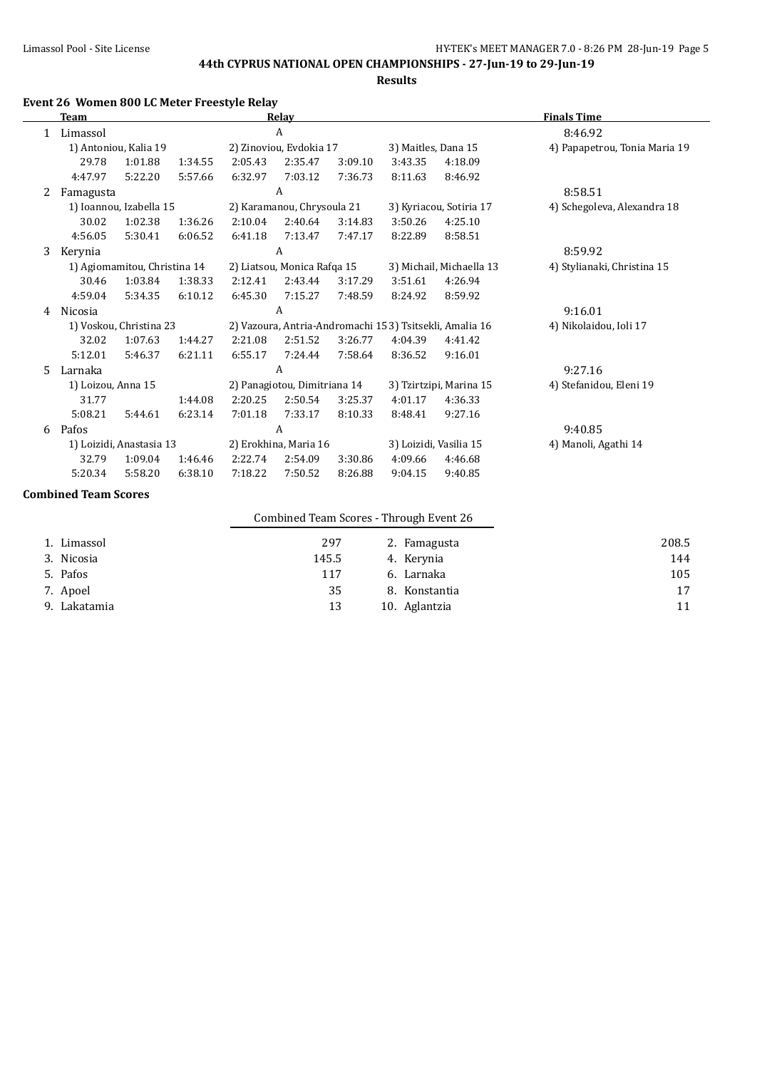**44th CYPRUS NATIONAL OPEN CHAMPIONSHIPS - 27-Jun-19 to 29-Jun-19**

**Results**

### Event 26 Women 800 LC Meter Freestyle Relay

| | Team | Relay | Finals Time |
|---|---|---|---|
| 1 | Limassol | A | 8:46.92 |
| | 1) Antoniou, Kalia 19 | 2) Zinoviou, Evdokia 17 | 3) Maitles, Dana 15 | 4) Papapetrou, Tonia Maria 19 |
| | 29.78 1:01.88 1:34.55 2:05.43 2:35.47 3:09.10 3:43.35 4:18.09 | | |
| | 4:47.97 5:22.20 5:57.66 6:32.97 7:03.12 7:36.73 8:11.63 8:46.92 | | |
| 2 | Famagusta | A | 8:58.51 |
| | 1) Ioannou, Izabella 15 | 2) Karamanou, Chrysoula 21 | 3) Kyriacou, Sotiria 17 | 4) Schegoleva, Alexandra 18 |
| | 30.02 1:02.38 1:36.26 2:10.04 2:40.64 3:14.83 3:50.26 4:25.10 | | |
| | 4:56.05 5:30.41 6:06.52 6:41.18 7:13.47 7:47.17 8:22.89 8:58.51 | | |
| 3 | Kerynia | A | 8:59.92 |
| | 1) Agiomamitou, Christina 14 | 2) Liatsou, Monica Rafqa 15 | 3) Michail, Michaella 13 | 4) Stylianaki, Christina 15 |
| | 30.46 1:03.84 1:38.33 2:12.41 2:43.44 3:17.29 3:51.61 4:26.94 | | |
| | 4:59.04 5:34.35 6:10.12 6:45.30 7:15.27 7:48.59 8:24.92 8:59.92 | | |
| 4 | Nicosia | A | 9:16.01 |
| | 1) Voskou, Christina 23 | 2) Vazoura, Antria-Andromachi 15 | 3) Tsitsekli, Amalia 16 | 4) Nikolaidou, Ioli 17 |
| | 32.02 1:07.63 1:44.27 2:21.08 2:51.52 3:26.77 4:04.39 4:41.42 | | |
| | 5:12.01 5:46.37 6:21.11 6:55.17 7:24.44 7:58.64 8:36.52 9:16.01 | | |
| 5 | Larnaka | A | 9:27.16 |
| | 1) Loizou, Anna 15 | 2) Panagiotou, Dimitriana 14 | 3) Tzirtzipi, Marina 15 | 4) Stefanidou, Eleni 19 |
| | 31.77 1:44.08 2:20.25 2:50.54 3:25.37 4:01.17 4:36.33 | | |
| | 5:08.21 5:44.61 6:23.14 7:01.18 7:33.17 8:10.33 8:48.41 9:27.16 | | |
| 6 | Pafos | A | 9:40.85 |
| | 1) Loizidi, Anastasia 13 | 2) Erokhina, Maria 16 | 3) Loizidi, Vasilia 15 | 4) Manoli, Agathi 14 |
| | 32.79 1:09.04 1:46.46 2:22.74 2:54.09 3:30.86 4:09.66 4:46.68 | | |
| | 5:20.34 5:58.20 6:38.10 7:18.22 7:50.52 8:26.88 9:04.15 9:40.85 | | |

### Combined Team Scores

Combined Team Scores - Through Event 26

| | | | |
|---|---|---|---|
| 1. Limassol | 297 | 2. Famagusta | 208.5 |
| 3. Nicosia | 145.5 | 4. Kerynia | 144 |
| 5. Pafos | 117 | 6. Larnaka | 105 |
| 7. Apoel | 35 | 8. Konstantia | 17 |
| 9. Lakatamia | 13 | 10. Aglantzia | 11 |